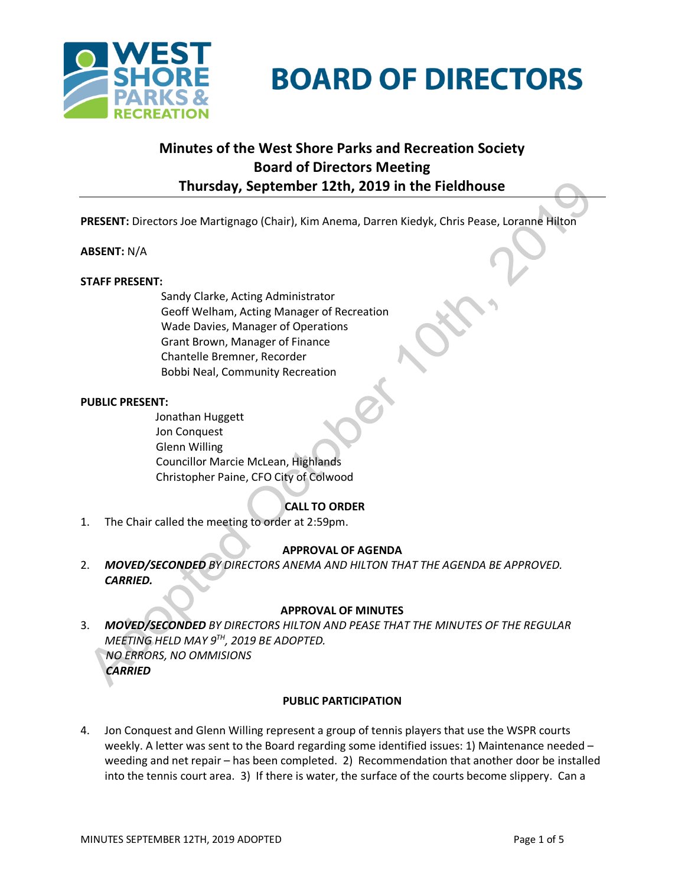# BOARD OF DIRECTORS

## Minutes of the West Shore Parks and Recreation Society Board of Directors Meeting Thursday, September 12th, 2019 in the Fieldhouse

**PRESENT:** Directors Joe Martignago (Chair), Kim Anema, Darren Kiedyk, Chris Pease, Loranne Hilton

**ABSENT:** N/A

**STAFF PRESENT:**

Sandy Clarke, Acting Administrator
Geoff Welham, Acting Manager of Recreation
Wade Davies, Manager of Operations
Grant Brown, Manager of Finance
Chantelle Bremner, Recorder
Bobbi Neal, Community Recreation

**PUBLIC PRESENT:**

Jonathan Huggett
Jon Conquest
Glenn Willing
Councillor Marcie McLean, Highlands
Christopher Paine, CFO City of Colwood

**CALL TO ORDER**

1. The Chair called the meeting to order at 2:59pm.

**APPROVAL OF AGENDA**

2. ***MOVED/SECONDED*** *BY DIRECTORS ANEMA AND HILTON THAT THE AGENDA BE APPROVED.* ***CARRIED.***

**APPROVAL OF MINUTES**

3. ***MOVED/SECONDED*** *BY DIRECTORS HILTON AND PEASE THAT THE MINUTES OF THE REGULAR MEETING HELD MAY 9TH, 2019 BE ADOPTED.*
*NO ERRORS, NO OMMISIONS*
***CARRIED***

**PUBLIC PARTICIPATION**

4. Jon Conquest and Glenn Willing represent a group of tennis players that use the WSPR courts weekly. A letter was sent to the Board regarding some identified issues: 1) Maintenance needed – weeding and net repair – has been completed. 2) Recommendation that another door be installed into the tennis court area. 3) If there is water, the surface of the courts become slippery. Can a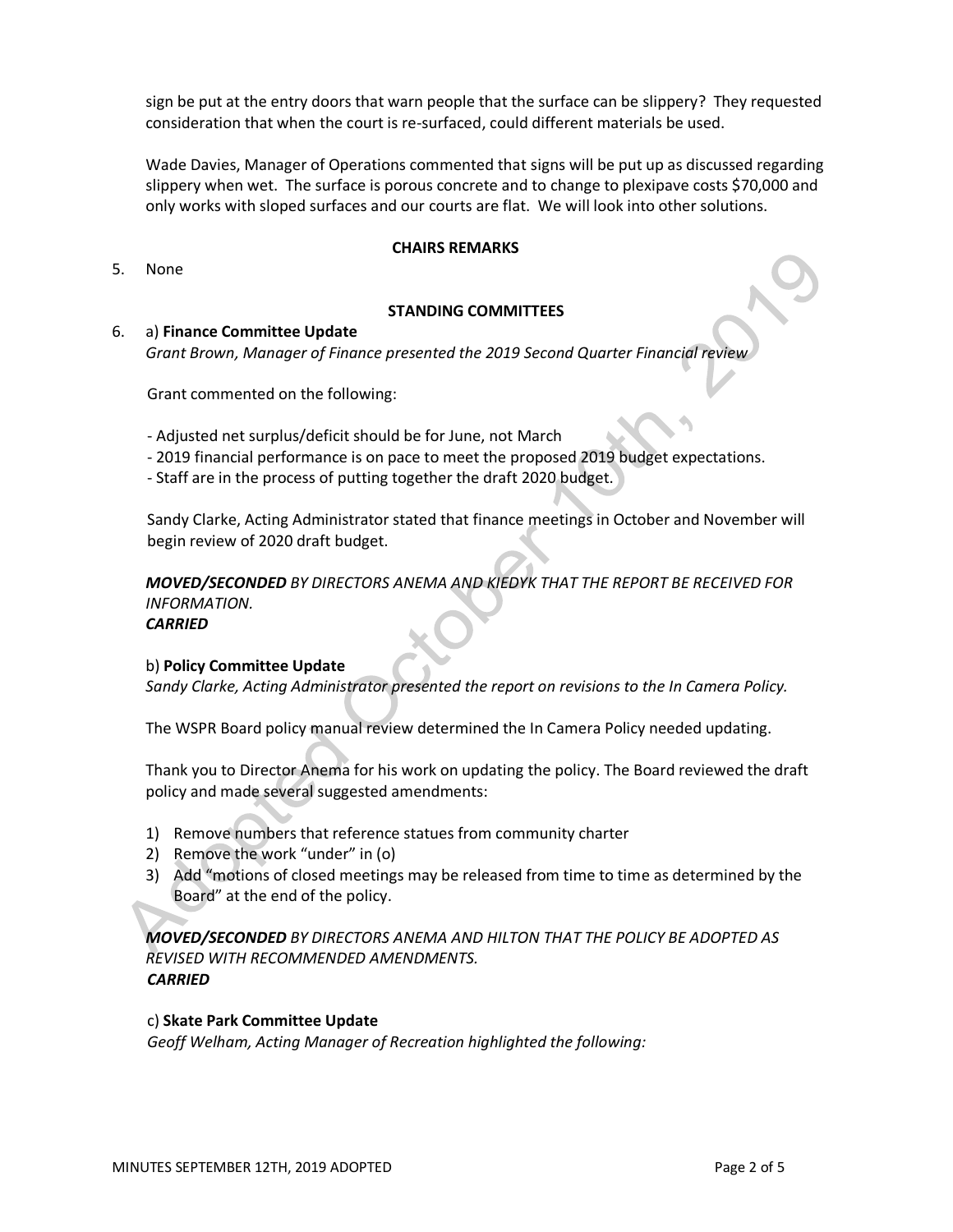sign be put at the entry doors that warn people that the surface can be slippery? They requested consideration that when the court is re-surfaced, could different materials be used.

Wade Davies, Manager of Operations commented that signs will be put up as discussed regarding slippery when wet. The surface is porous concrete and to change to plexipave costs $70,000 and only works with sloped surfaces and our courts are flat. We will look into other solutions.

**CHAIRS REMARKS**

5. None

**STANDING COMMITTEES**

6. a) **Finance Committee Update**
*Grant Brown, Manager of Finance presented the 2019 Second Quarter Financial review*

Grant commented on the following:

- Adjusted net surplus/deficit should be for June, not March
- 2019 financial performance is on pace to meet the proposed 2019 budget expectations.
- Staff are in the process of putting together the draft 2020 budget.

Sandy Clarke, Acting Administrator stated that finance meetings in October and November will begin review of 2020 draft budget.

***MOVED/SECONDED*** *BY DIRECTORS ANEMA AND KIEDYK THAT THE REPORT BE RECEIVED FOR INFORMATION.*
***CARRIED***

b) **Policy Committee Update**
*Sandy Clarke, Acting Administrator presented the report on revisions to the In Camera Policy.*

The WSPR Board policy manual review determined the In Camera Policy needed updating.

Thank you to Director Anema for his work on updating the policy. The Board reviewed the draft policy and made several suggested amendments:

1) Remove numbers that reference statues from community charter
2) Remove the work "under" in (o)
3) Add "motions of closed meetings may be released from time to time as determined by the Board" at the end of the policy.

***MOVED/SECONDED*** *BY DIRECTORS ANEMA AND HILTON THAT THE POLICY BE ADOPTED AS REVISED WITH RECOMMENDED AMENDMENTS.*
***CARRIED***

c) **Skate Park Committee Update**
*Geoff Welham, Acting Manager of Recreation highlighted the following:*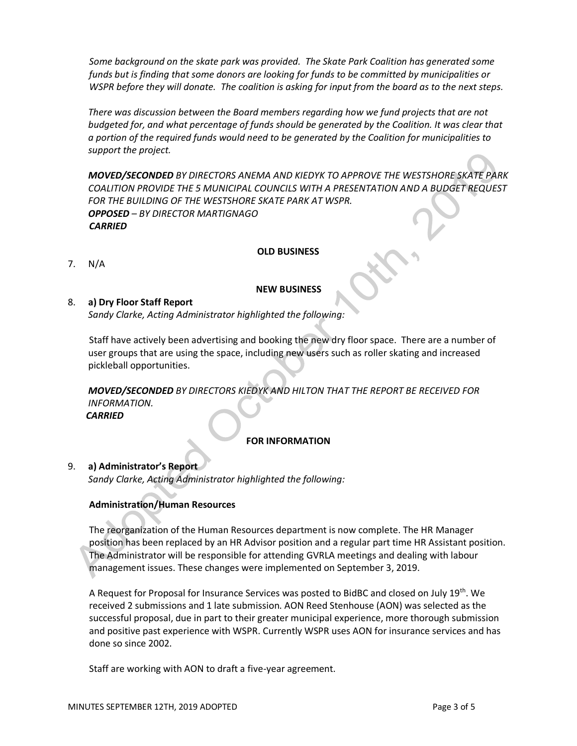*Some background on the skate park was provided. The Skate Park Coalition has generated some funds but is finding that some donors are looking for funds to be committed by municipalities or WSPR before they will donate. The coalition is asking for input from the board as to the next steps.*

*There was discussion between the Board members regarding how we fund projects that are not budgeted for, and what percentage of funds should be generated by the Coalition. It was clear that a portion of the required funds would need to be generated by the Coalition for municipalities to support the project.*

***MOVED/SECONDED** BY DIRECTORS ANEMA AND KIEDYK TO APPROVE THE WESTSHORE SKATE PARK COALITION PROVIDE THE 5 MUNICIPAL COUNCILS WITH A PRESENTATION AND A BUDGET REQUEST FOR THE BUILDING OF THE WESTSHORE SKATE PARK AT WSPR.*
***OPPOSED** – BY DIRECTOR MARTIGNAGO*
***CARRIED***

**OLD BUSINESS**

7. N/A

**NEW BUSINESS**

8. **a) Dry Floor Staff Report**
*Sandy Clarke, Acting Administrator highlighted the following:*

Staff have actively been advertising and booking the new dry floor space. There are a number of user groups that are using the space, including new users such as roller skating and increased pickleball opportunities.

***MOVED/SECONDED** BY DIRECTORS KIEDYK AND HILTON THAT THE REPORT BE RECEIVED FOR INFORMATION.*
***CARRIED***

**FOR INFORMATION**

9. **a) Administrator's Report**
*Sandy Clarke, Acting Administrator highlighted the following:*

**Administration/Human Resources**

The reorganization of the Human Resources department is now complete. The HR Manager position has been replaced by an HR Advisor position and a regular part time HR Assistant position. The Administrator will be responsible for attending GVRLA meetings and dealing with labour management issues. These changes were implemented on September 3, 2019.

A Request for Proposal for Insurance Services was posted to BidBC and closed on July 19th. We received 2 submissions and 1 late submission. AON Reed Stenhouse (AON) was selected as the successful proposal, due in part to their greater municipal experience, more thorough submission and positive past experience with WSPR. Currently WSPR uses AON for insurance services and has done so since 2002.

Staff are working with AON to draft a five-year agreement.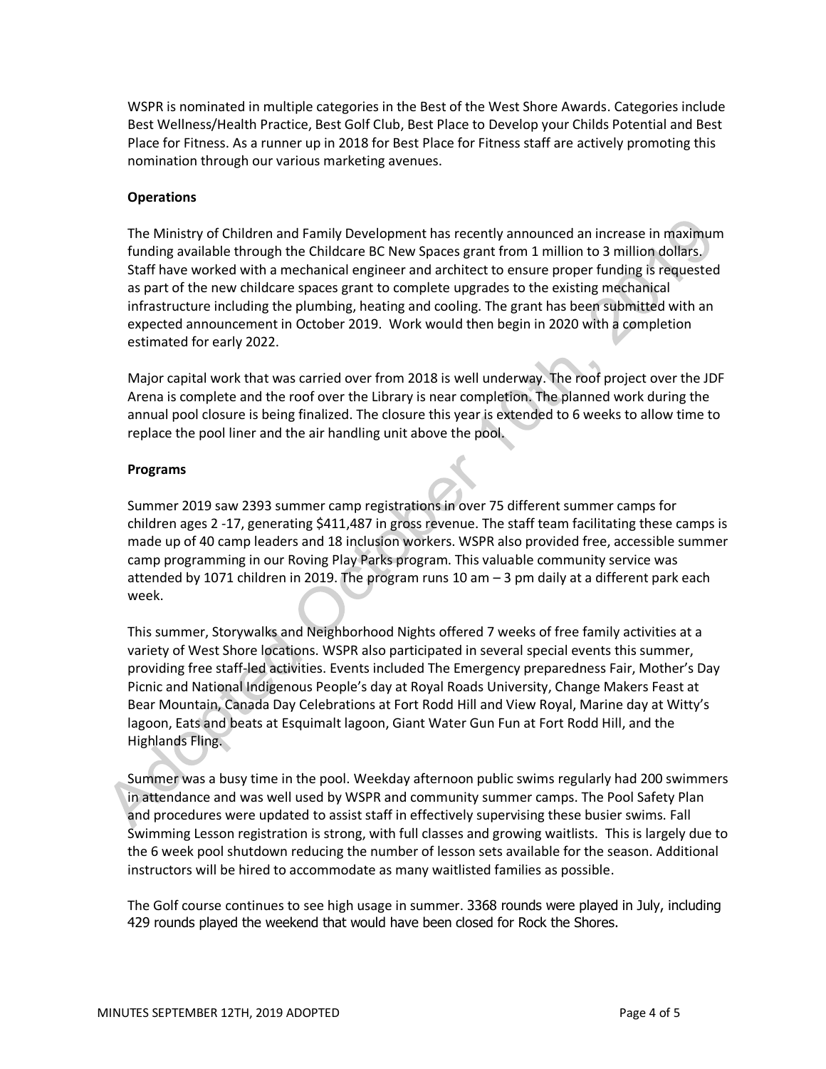WSPR is nominated in multiple categories in the Best of the West Shore Awards. Categories include Best Wellness/Health Practice, Best Golf Club, Best Place to Develop your Childs Potential and Best Place for Fitness. As a runner up in 2018 for Best Place for Fitness staff are actively promoting this nomination through our various marketing avenues.

**Operations**

The Ministry of Children and Family Development has recently announced an increase in maximum funding available through the Childcare BC New Spaces grant from 1 million to 3 million dollars. Staff have worked with a mechanical engineer and architect to ensure proper funding is requested as part of the new childcare spaces grant to complete upgrades to the existing mechanical infrastructure including the plumbing, heating and cooling. The grant has been submitted with an expected announcement in October 2019. Work would then begin in 2020 with a completion estimated for early 2022.

Major capital work that was carried over from 2018 is well underway. The roof project over the JDF Arena is complete and the roof over the Library is near completion. The planned work during the annual pool closure is being finalized. The closure this year is extended to 6 weeks to allow time to replace the pool liner and the air handling unit above the pool.

**Programs**

Summer 2019 saw 2393 summer camp registrations in over 75 different summer camps for children ages 2 -17, generating $411,487 in gross revenue. The staff team facilitating these camps is made up of 40 camp leaders and 18 inclusion workers. WSPR also provided free, accessible summer camp programming in our Roving Play Parks program. This valuable community service was attended by 1071 children in 2019. The program runs 10 am – 3 pm daily at a different park each week.

This summer, Storywalks and Neighborhood Nights offered 7 weeks of free family activities at a variety of West Shore locations. WSPR also participated in several special events this summer, providing free staff-led activities. Events included The Emergency preparedness Fair, Mother's Day Picnic and National Indigenous People's day at Royal Roads University, Change Makers Feast at Bear Mountain, Canada Day Celebrations at Fort Rodd Hill and View Royal, Marine day at Witty's lagoon, Eats and beats at Esquimalt lagoon, Giant Water Gun Fun at Fort Rodd Hill, and the Highlands Fling.

Summer was a busy time in the pool. Weekday afternoon public swims regularly had 200 swimmers in attendance and was well used by WSPR and community summer camps. The Pool Safety Plan and procedures were updated to assist staff in effectively supervising these busier swims. Fall Swimming Lesson registration is strong, with full classes and growing waitlists. This is largely due to the 6 week pool shutdown reducing the number of lesson sets available for the season. Additional instructors will be hired to accommodate as many waitlisted families as possible.

The Golf course continues to see high usage in summer. 3368 rounds were played in July, including 429 rounds played the weekend that would have been closed for Rock the Shores.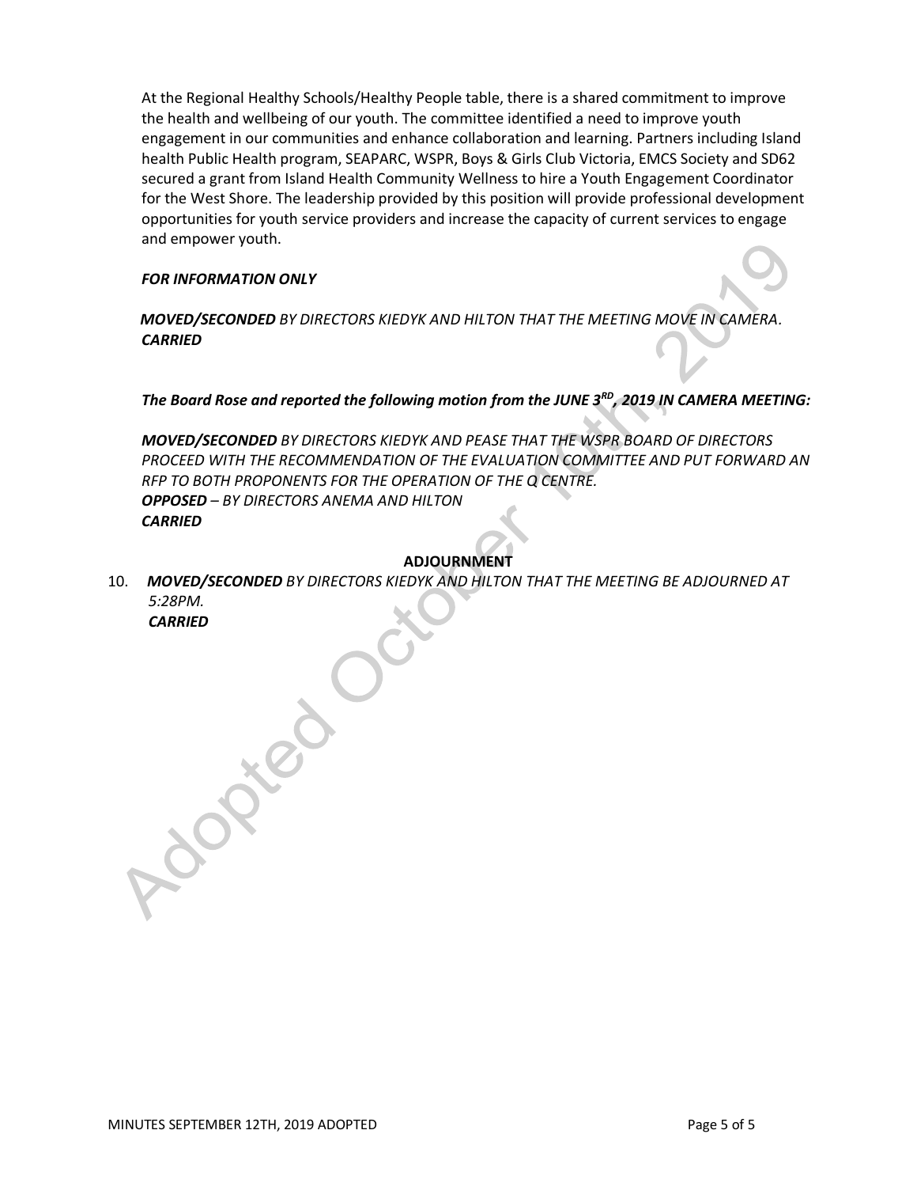At the Regional Healthy Schools/Healthy People table, there is a shared commitment to improve the health and wellbeing of our youth. The committee identified a need to improve youth engagement in our communities and enhance collaboration and learning. Partners including Island health Public Health program, SEAPARC, WSPR, Boys & Girls Club Victoria, EMCS Society and SD62 secured a grant from Island Health Community Wellness to hire a Youth Engagement Coordinator for the West Shore. The leadership provided by this position will provide professional development opportunities for youth service providers and increase the capacity of current services to engage and empower youth.

***FOR INFORMATION ONLY***

***MOVED/SECONDED*** *BY DIRECTORS KIEDYK AND HILTON THAT THE MEETING MOVE IN CAMERA.*
***CARRIED***

***The Board Rose and reported the following motion from the JUNE 3RD, 2019 IN CAMERA MEETING:***

***MOVED/SECONDED*** *BY DIRECTORS KIEDYK AND PEASE THAT THE WSPR BOARD OF DIRECTORS PROCEED WITH THE RECOMMENDATION OF THE EVALUATION COMMITTEE AND PUT FORWARD AN RFP TO BOTH PROPONENTS FOR THE OPERATION OF THE Q CENTRE.*
***OPPOSED*** *– BY DIRECTORS ANEMA AND HILTON*
***CARRIED***

**ADJOURNMENT**

10. ***MOVED/SECONDED*** *BY DIRECTORS KIEDYK AND HILTON THAT THE MEETING BE ADJOURNED AT 5:28PM.*
***CARRIED***

Adopted October 10th, 2019